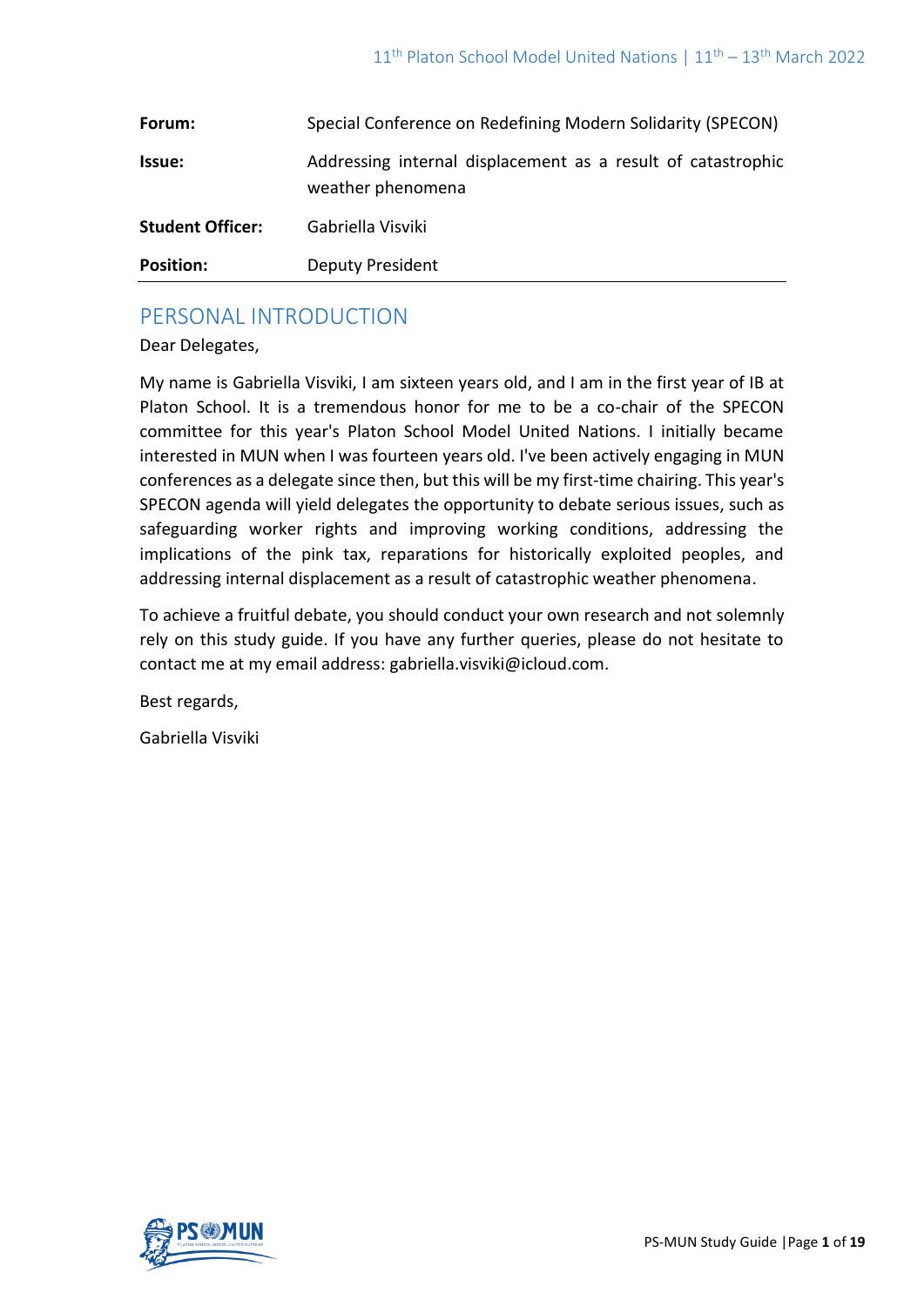| | |
|---|---|
| **Forum:** | Special Conference on Redefining Modern Solidarity (SPECON) |
| **Issue:** | Addressing internal displacement as a result of catastrophic weather phenomena |
| **Student Officer:** | Gabriella Visviki |
| **Position:** | Deputy President |

## PERSONAL INTRODUCTION

Dear Delegates,

My name is Gabriella Visviki, I am sixteen years old, and I am in the first year of IB at Platon School. It is a tremendous honor for me to be a co-chair of the SPECON committee for this year's Platon School Model United Nations. I initially became interested in MUN when I was fourteen years old. I've been actively engaging in MUN conferences as a delegate since then, but this will be my first-time chairing. This year's SPECON agenda will yield delegates the opportunity to debate serious issues, such as safeguarding worker rights and improving working conditions, addressing the implications of the pink tax, reparations for historically exploited peoples, and addressing internal displacement as a result of catastrophic weather phenomena.

To achieve a fruitful debate, you should conduct your own research and not solemnly rely on this study guide. If you have any further queries, please do not hesitate to contact me at my email address: gabriella.visviki@icloud.com.

Best regards,

Gabriella Visviki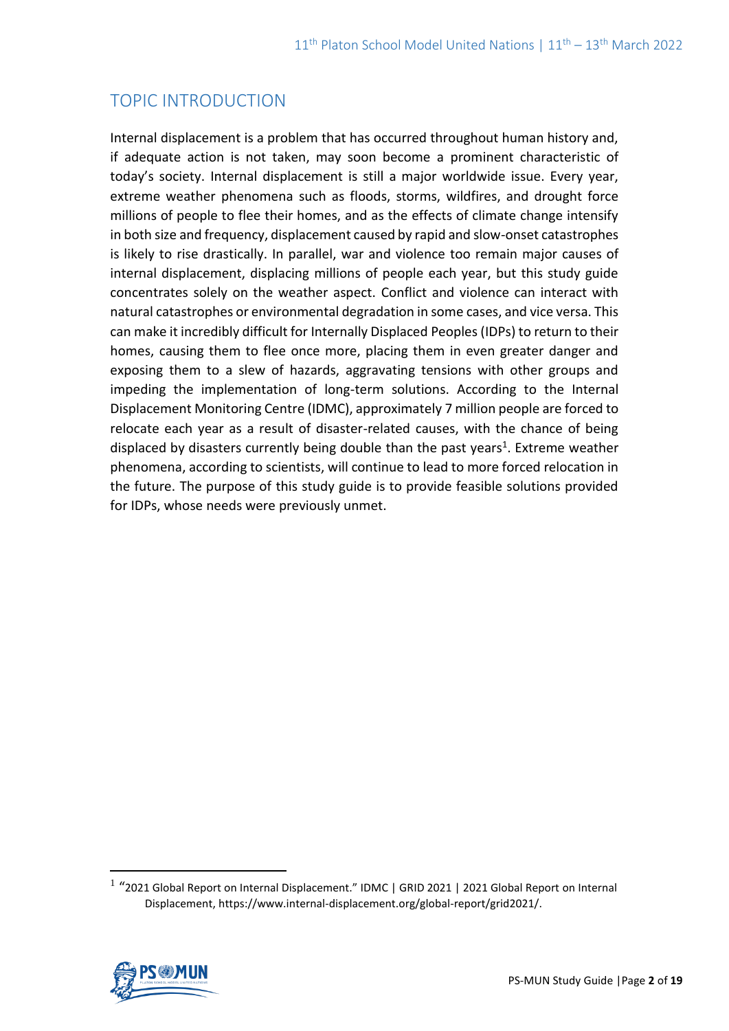## TOPIC INTRODUCTION

Internal displacement is a problem that has occurred throughout human history and, if adequate action is not taken, may soon become a prominent characteristic of today's society. Internal displacement is still a major worldwide issue. Every year, extreme weather phenomena such as floods, storms, wildfires, and drought force millions of people to flee their homes, and as the effects of climate change intensify in both size and frequency, displacement caused by rapid and slow-onset catastrophes is likely to rise drastically. In parallel, war and violence too remain major causes of internal displacement, displacing millions of people each year, but this study guide concentrates solely on the weather aspect. Conflict and violence can interact with natural catastrophes or environmental degradation in some cases, and vice versa. This can make it incredibly difficult for Internally Displaced Peoples (IDPs) to return to their homes, causing them to flee once more, placing them in even greater danger and exposing them to a slew of hazards, aggravating tensions with other groups and impeding the implementation of long-term solutions. According to the Internal Displacement Monitoring Centre (IDMC), approximately 7 million people are forced to relocate each year as a result of disaster-related causes, with the chance of being displaced by disasters currently being double than the past years[1]. Extreme weather phenomena, according to scientists, will continue to lead to more forced relocation in the future. The purpose of this study guide is to provide feasible solutions provided for IDPs, whose needs were previously unmet.

---

[1] "2021 Global Report on Internal Displacement." IDMC | GRID 2021 | 2021 Global Report on Internal Displacement, https://www.internal-displacement.org/global-report/grid2021/.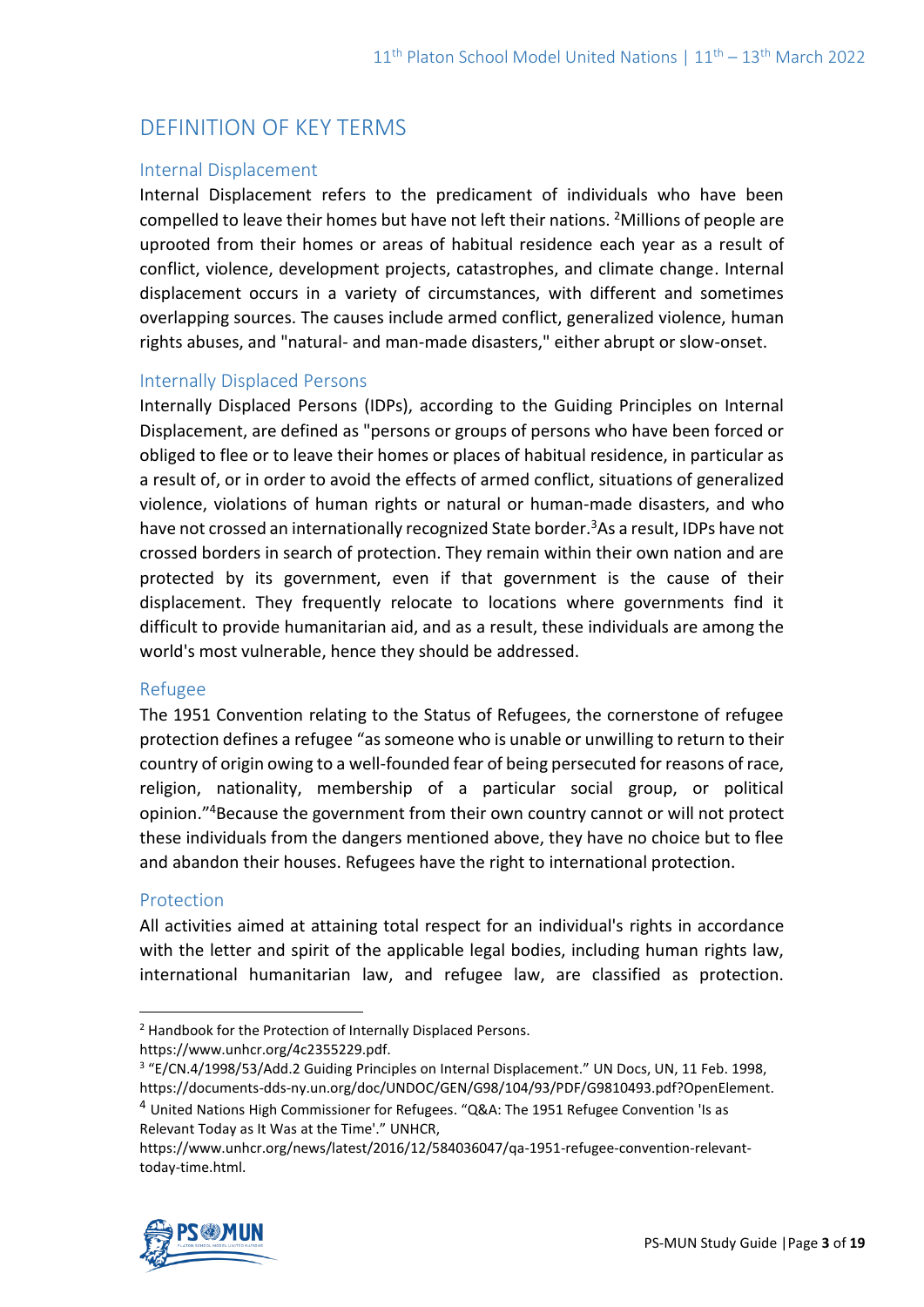## DEFINITION OF KEY TERMS

### Internal Displacement

Internal Displacement refers to the predicament of individuals who have been compelled to leave their homes but have not left their nations. [2]Millions of people are uprooted from their homes or areas of habitual residence each year as a result of conflict, violence, development projects, catastrophes, and climate change. Internal displacement occurs in a variety of circumstances, with different and sometimes overlapping sources. The causes include armed conflict, generalized violence, human rights abuses, and "natural- and man-made disasters," either abrupt or slow-onset.

### Internally Displaced Persons

Internally Displaced Persons (IDPs), according to the Guiding Principles on Internal Displacement, are defined as "persons or groups of persons who have been forced or obliged to flee or to leave their homes or places of habitual residence, in particular as a result of, or in order to avoid the effects of armed conflict, situations of generalized violence, violations of human rights or natural or human-made disasters, and who have not crossed an internationally recognized State border.[3]As a result, IDPs have not crossed borders in search of protection. They remain within their own nation and are protected by its government, even if that government is the cause of their displacement. They frequently relocate to locations where governments find it difficult to provide humanitarian aid, and as a result, these individuals are among the world's most vulnerable, hence they should be addressed.

### Refugee

The 1951 Convention relating to the Status of Refugees, the cornerstone of refugee protection defines a refugee "as someone who is unable or unwilling to return to their country of origin owing to a well-founded fear of being persecuted for reasons of race, religion, nationality, membership of a particular social group, or political opinion."[4]Because the government from their own country cannot or will not protect these individuals from the dangers mentioned above, they have no choice but to flee and abandon their houses. Refugees have the right to international protection.

### Protection

All activities aimed at attaining total respect for an individual's rights in accordance with the letter and spirit of the applicable legal bodies, including human rights law, international humanitarian law, and refugee law, are classified as protection.

---

[2] Handbook for the Protection of Internally Displaced Persons. https://www.unhcr.org/4c2355229.pdf.

[3] "E/CN.4/1998/53/Add.2 Guiding Principles on Internal Displacement." UN Docs, UN, 11 Feb. 1998, https://documents-dds-ny.un.org/doc/UNDOC/GEN/G98/104/93/PDF/G9810493.pdf?OpenElement.

[4] United Nations High Commissioner for Refugees. "Q&A: The 1951 Refugee Convention 'Is as Relevant Today as It Was at the Time'." UNHCR, https://www.unhcr.org/news/latest/2016/12/584036047/qa-1951-refugee-convention-relevant-today-time.html.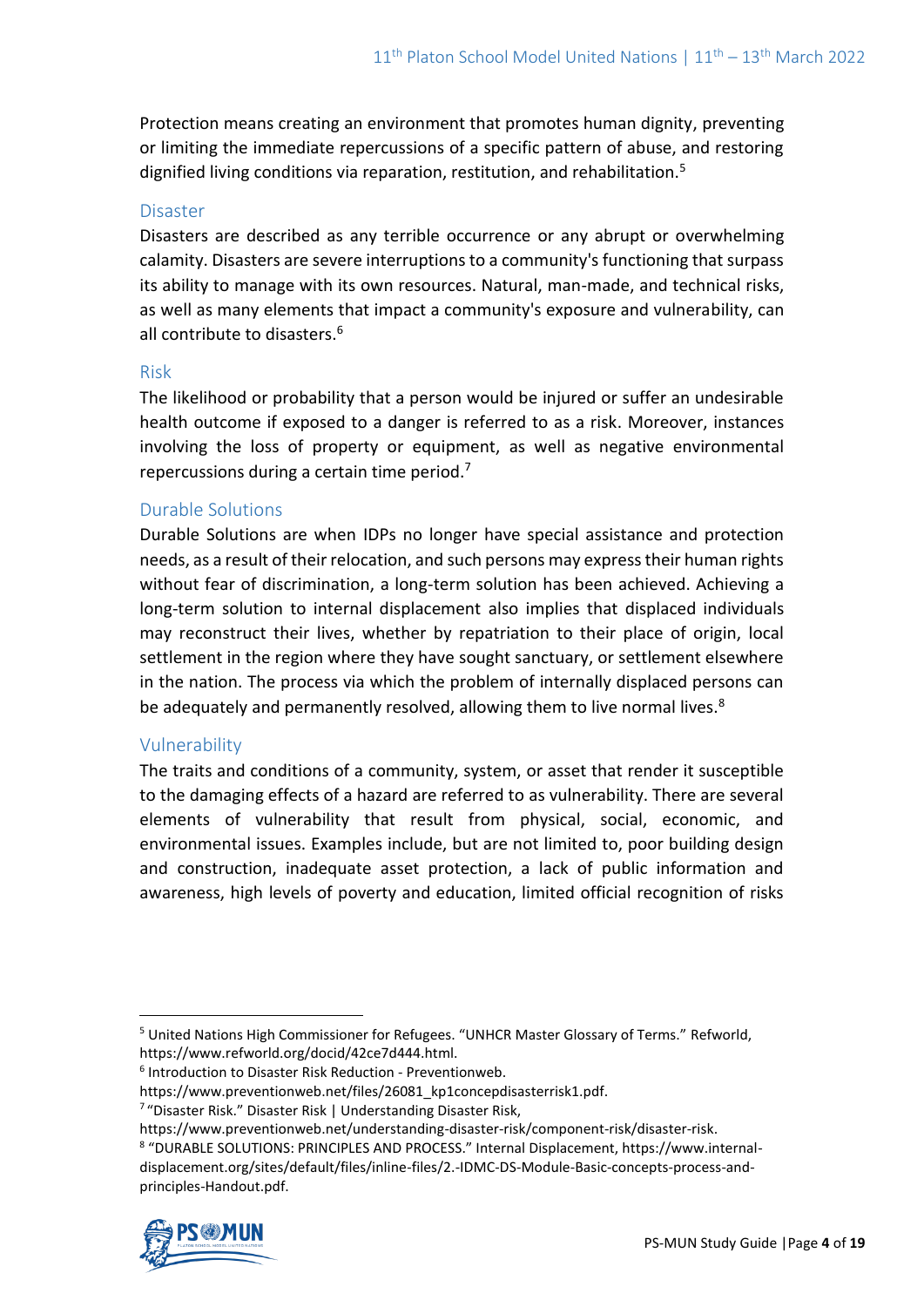Protection means creating an environment that promotes human dignity, preventing or limiting the immediate repercussions of a specific pattern of abuse, and restoring dignified living conditions via reparation, restitution, and rehabilitation.[5]

### Disaster

Disasters are described as any terrible occurrence or any abrupt or overwhelming calamity. Disasters are severe interruptions to a community's functioning that surpass its ability to manage with its own resources. Natural, man-made, and technical risks, as well as many elements that impact a community's exposure and vulnerability, can all contribute to disasters.[6]

### Risk

The likelihood or probability that a person would be injured or suffer an undesirable health outcome if exposed to a danger is referred to as a risk. Moreover, instances involving the loss of property or equipment, as well as negative environmental repercussions during a certain time period.[7]

### Durable Solutions

Durable Solutions are when IDPs no longer have special assistance and protection needs, as a result of their relocation, and such persons may express their human rights without fear of discrimination, a long-term solution has been achieved. Achieving a long-term solution to internal displacement also implies that displaced individuals may reconstruct their lives, whether by repatriation to their place of origin, local settlement in the region where they have sought sanctuary, or settlement elsewhere in the nation. The process via which the problem of internally displaced persons can be adequately and permanently resolved, allowing them to live normal lives.[8]

### Vulnerability

The traits and conditions of a community, system, or asset that render it susceptible to the damaging effects of a hazard are referred to as vulnerability. There are several elements of vulnerability that result from physical, social, economic, and environmental issues. Examples include, but are not limited to, poor building design and construction, inadequate asset protection, a lack of public information and awareness, high levels of poverty and education, limited official recognition of risks

---

[5] United Nations High Commissioner for Refugees. "UNHCR Master Glossary of Terms." Refworld, https://www.refworld.org/docid/42ce7d444.html.

[6] Introduction to Disaster Risk Reduction - Preventionweb. https://www.preventionweb.net/files/26081_kp1concepdisasterrisk1.pdf.

[7] "Disaster Risk." Disaster Risk | Understanding Disaster Risk, https://www.preventionweb.net/understanding-disaster-risk/component-risk/disaster-risk.

[8] "DURABLE SOLUTIONS: PRINCIPLES AND PROCESS." Internal Displacement, https://www.internal-displacement.org/sites/default/files/inline-files/2.-IDMC-DS-Module-Basic-concepts-process-and-principles-Handout.pdf.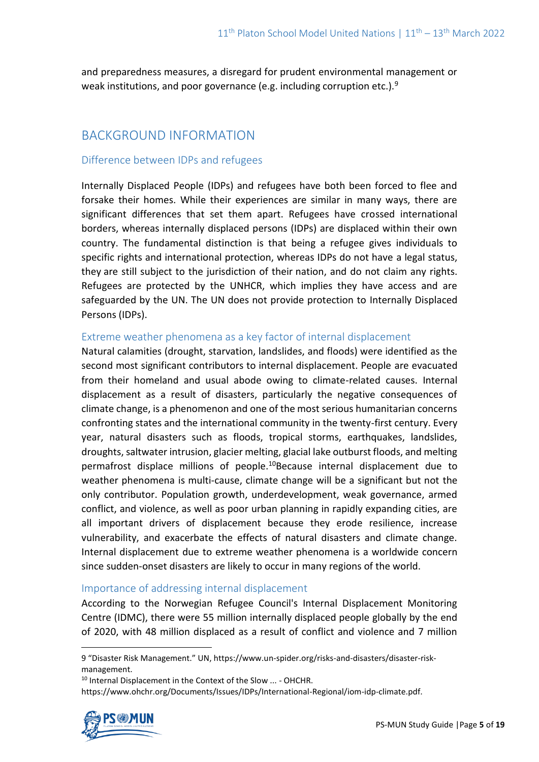and preparedness measures, a disregard for prudent environmental management or weak institutions, and poor governance (e.g. including corruption etc.).[9]

## BACKGROUND INFORMATION

### Difference between IDPs and refugees

Internally Displaced People (IDPs) and refugees have both been forced to flee and forsake their homes. While their experiences are similar in many ways, there are significant differences that set them apart. Refugees have crossed international borders, whereas internally displaced persons (IDPs) are displaced within their own country. The fundamental distinction is that being a refugee gives individuals to specific rights and international protection, whereas IDPs do not have a legal status, they are still subject to the jurisdiction of their nation, and do not claim any rights. Refugees are protected by the UNHCR, which implies they have access and are safeguarded by the UN. The UN does not provide protection to Internally Displaced Persons (IDPs).

### Extreme weather phenomena as a key factor of internal displacement

Natural calamities (drought, starvation, landslides, and floods) were identified as the second most significant contributors to internal displacement. People are evacuated from their homeland and usual abode owing to climate-related causes. Internal displacement as a result of disasters, particularly the negative consequences of climate change, is a phenomenon and one of the most serious humanitarian concerns confronting states and the international community in the twenty-first century. Every year, natural disasters such as floods, tropical storms, earthquakes, landslides, droughts, saltwater intrusion, glacier melting, glacial lake outburst floods, and melting permafrost displace millions of people.[10]Because internal displacement due to weather phenomena is multi-cause, climate change will be a significant but not the only contributor. Population growth, underdevelopment, weak governance, armed conflict, and violence, as well as poor urban planning in rapidly expanding cities, are all important drivers of displacement because they erode resilience, increase vulnerability, and exacerbate the effects of natural disasters and climate change. Internal displacement due to extreme weather phenomena is a worldwide concern since sudden-onset disasters are likely to occur in many regions of the world.

### Importance of addressing internal displacement

According to the Norwegian Refugee Council's Internal Displacement Monitoring Centre (IDMC), there were 55 million internally displaced people globally by the end of 2020, with 48 million displaced as a result of conflict and violence and 7 million

---

9 "Disaster Risk Management." UN, https://www.un-spider.org/risks-and-disasters/disaster-risk-management.

10 Internal Displacement in the Context of the Slow ... - OHCHR. https://www.ohchr.org/Documents/Issues/IDPs/International-Regional/iom-idp-climate.pdf.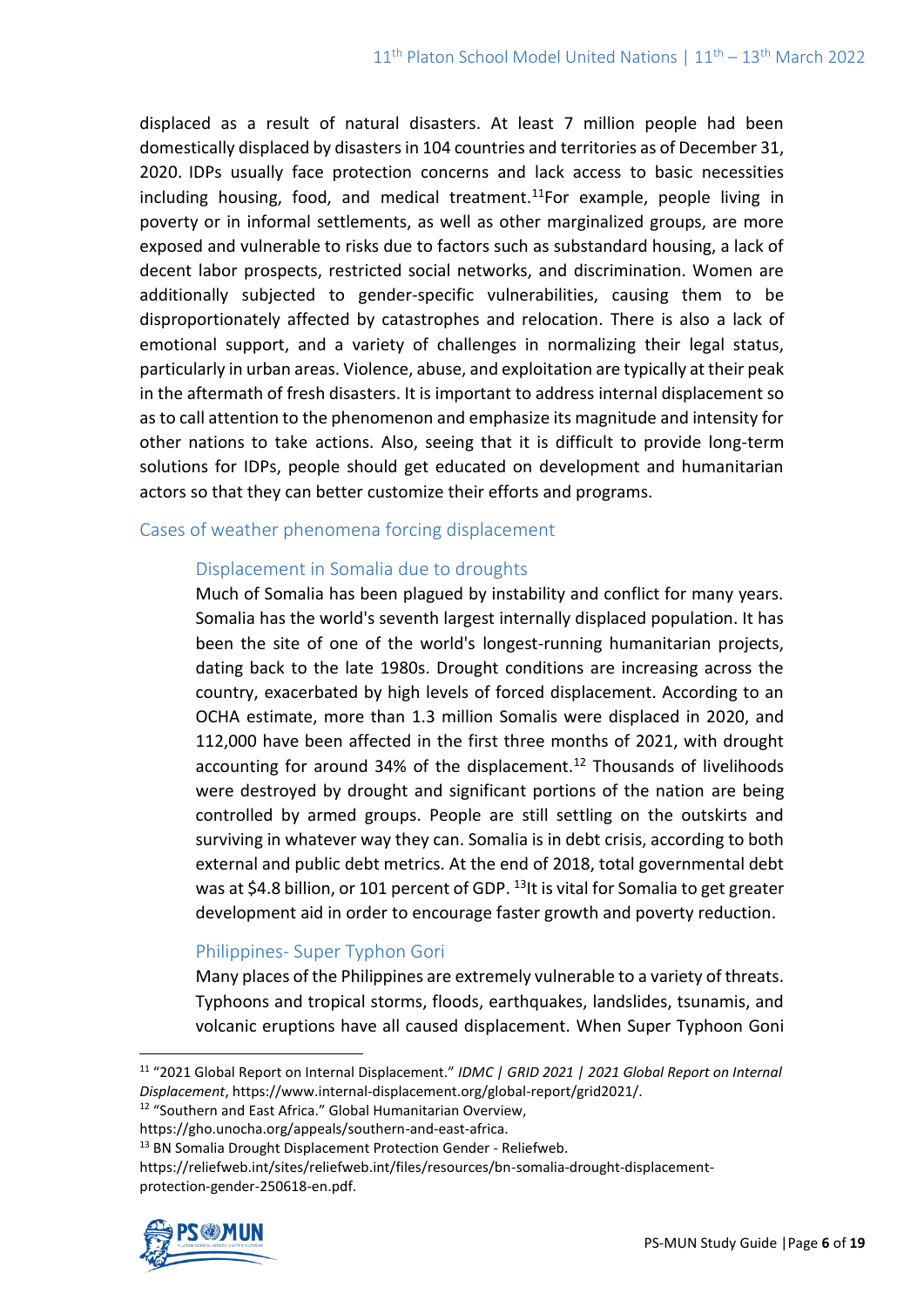displaced as a result of natural disasters. At least 7 million people had been domestically displaced by disasters in 104 countries and territories as of December 31, 2020. IDPs usually face protection concerns and lack access to basic necessities including housing, food, and medical treatment.[11] For example, people living in poverty or in informal settlements, as well as other marginalized groups, are more exposed and vulnerable to risks due to factors such as substandard housing, a lack of decent labor prospects, restricted social networks, and discrimination. Women are additionally subjected to gender-specific vulnerabilities, causing them to be disproportionately affected by catastrophes and relocation. There is also a lack of emotional support, and a variety of challenges in normalizing their legal status, particularly in urban areas. Violence, abuse, and exploitation are typically at their peak in the aftermath of fresh disasters. It is important to address internal displacement so as to call attention to the phenomenon and emphasize its magnitude and intensity for other nations to take actions. Also, seeing that it is difficult to provide long-term solutions for IDPs, people should get educated on development and humanitarian actors so that they can better customize their efforts and programs.

## Cases of weather phenomena forcing displacement

### Displacement in Somalia due to droughts

Much of Somalia has been plagued by instability and conflict for many years. Somalia has the world's seventh largest internally displaced population. It has been the site of one of the world's longest-running humanitarian projects, dating back to the late 1980s. Drought conditions are increasing across the country, exacerbated by high levels of forced displacement. According to an OCHA estimate, more than 1.3 million Somalis were displaced in 2020, and 112,000 have been affected in the first three months of 2021, with drought accounting for around 34% of the displacement.[12] Thousands of livelihoods were destroyed by drought and significant portions of the nation are being controlled by armed groups. People are still settling on the outskirts and surviving in whatever way they can. Somalia is in debt crisis, according to both external and public debt metrics. At the end of 2018, total governmental debt was at $4.8 billion, or 101 percent of GDP. [13] It is vital for Somalia to get greater development aid in order to encourage faster growth and poverty reduction.

### Philippines- Super Typhoon Gori

Many places of the Philippines are extremely vulnerable to a variety of threats. Typhoons and tropical storms, floods, earthquakes, landslides, tsunamis, and volcanic eruptions have all caused displacement. When Super Typhoon Goni

---

[11] "2021 Global Report on Internal Displacement." *IDMC | GRID 2021 | 2021 Global Report on Internal Displacement*, https://www.internal-displacement.org/global-report/grid2021/.

[12] "Southern and East Africa." Global Humanitarian Overview, https://gho.unocha.org/appeals/southern-and-east-africa.

[13] BN Somalia Drought Displacement Protection Gender - Reliefweb. https://reliefweb.int/sites/reliefweb.int/files/resources/bn-somalia-drought-displacement-protection-gender-250618-en.pdf.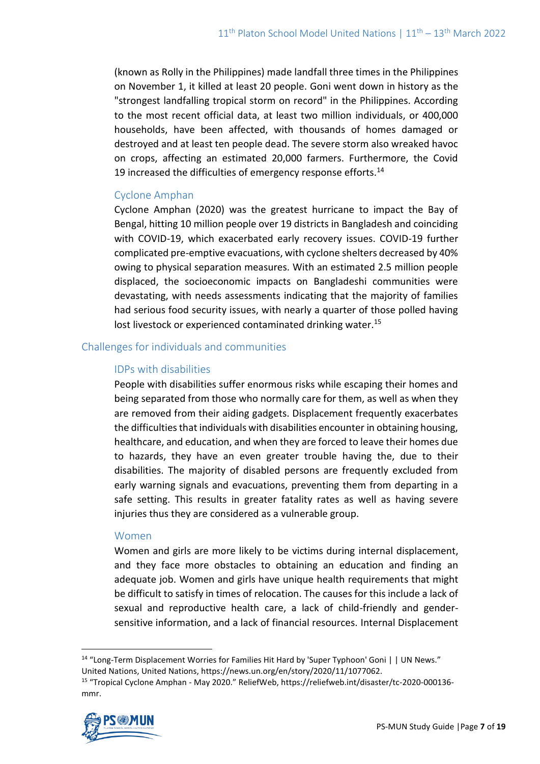(known as Rolly in the Philippines) made landfall three times in the Philippines on November 1, it killed at least 20 people. Goni went down in history as the "strongest landfalling tropical storm on record" in the Philippines. According to the most recent official data, at least two million individuals, or 400,000 households, have been affected, with thousands of homes damaged or destroyed and at least ten people dead. The severe storm also wreaked havoc on crops, affecting an estimated 20,000 farmers. Furthermore, the Covid 19 increased the difficulties of emergency response efforts.[14]

#### Cyclone Amphan

Cyclone Amphan (2020) was the greatest hurricane to impact the Bay of Bengal, hitting 10 million people over 19 districts in Bangladesh and coinciding with COVID-19, which exacerbated early recovery issues. COVID-19 further complicated pre-emptive evacuations, with cyclone shelters decreased by 40% owing to physical separation measures. With an estimated 2.5 million people displaced, the socioeconomic impacts on Bangladeshi communities were devastating, with needs assessments indicating that the majority of families had serious food security issues, with nearly a quarter of those polled having lost livestock or experienced contaminated drinking water.[15]

### Challenges for individuals and communities

#### IDPs with disabilities

People with disabilities suffer enormous risks while escaping their homes and being separated from those who normally care for them, as well as when they are removed from their aiding gadgets. Displacement frequently exacerbates the difficulties that individuals with disabilities encounter in obtaining housing, healthcare, and education, and when they are forced to leave their homes due to hazards, they have an even greater trouble having the, due to their disabilities. The majority of disabled persons are frequently excluded from early warning signals and evacuations, preventing them from departing in a safe setting. This results in greater fatality rates as well as having severe injuries thus they are considered as a vulnerable group.

#### Women

Women and girls are more likely to be victims during internal displacement, and they face more obstacles to obtaining an education and finding an adequate job. Women and girls have unique health requirements that might be difficult to satisfy in times of relocation. The causes for this include a lack of sexual and reproductive health care, a lack of child-friendly and gender-sensitive information, and a lack of financial resources. Internal Displacement

---

[14] "Long-Term Displacement Worries for Families Hit Hard by 'Super Typhoon' Goni | | UN News." United Nations, United Nations, https://news.un.org/en/story/2020/11/1077062.

[15] "Tropical Cyclone Amphan - May 2020." ReliefWeb, https://reliefweb.int/disaster/tc-2020-000136-mmr.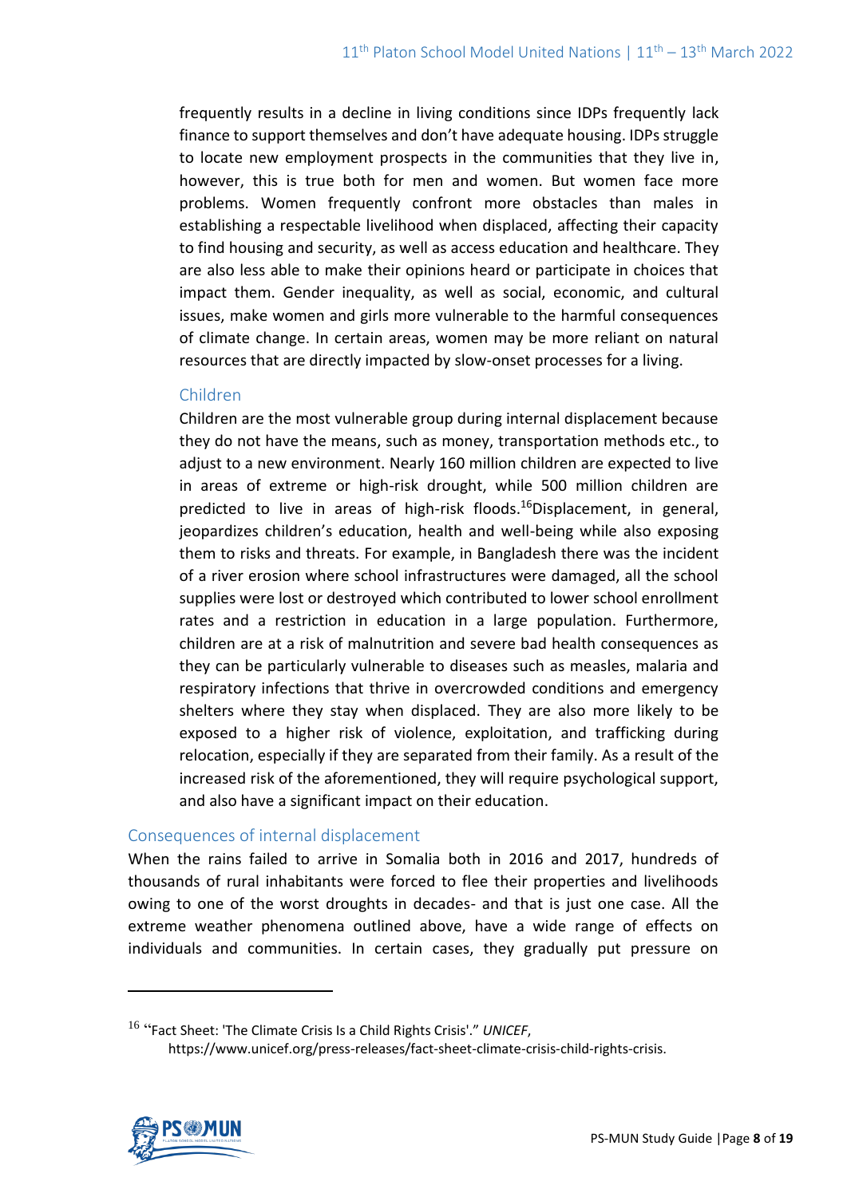frequently results in a decline in living conditions since IDPs frequently lack finance to support themselves and don't have adequate housing. IDPs struggle to locate new employment prospects in the communities that they live in, however, this is true both for men and women. But women face more problems. Women frequently confront more obstacles than males in establishing a respectable livelihood when displaced, affecting their capacity to find housing and security, as well as access education and healthcare. They are also less able to make their opinions heard or participate in choices that impact them. Gender inequality, as well as social, economic, and cultural issues, make women and girls more vulnerable to the harmful consequences of climate change. In certain areas, women may be more reliant on natural resources that are directly impacted by slow-onset processes for a living.

### Children

Children are the most vulnerable group during internal displacement because they do not have the means, such as money, transportation methods etc., to adjust to a new environment. Nearly 160 million children are expected to live in areas of extreme or high-risk drought, while 500 million children are predicted to live in areas of high-risk floods.[16]Displacement, in general, jeopardizes children's education, health and well-being while also exposing them to risks and threats. For example, in Bangladesh there was the incident of a river erosion where school infrastructures were damaged, all the school supplies were lost or destroyed which contributed to lower school enrollment rates and a restriction in education in a large population. Furthermore, children are at a risk of malnutrition and severe bad health consequences as they can be particularly vulnerable to diseases such as measles, malaria and respiratory infections that thrive in overcrowded conditions and emergency shelters where they stay when displaced. They are also more likely to be exposed to a higher risk of violence, exploitation, and trafficking during relocation, especially if they are separated from their family. As a result of the increased risk of the aforementioned, they will require psychological support, and also have a significant impact on their education.

## Consequences of internal displacement

When the rains failed to arrive in Somalia both in 2016 and 2017, hundreds of thousands of rural inhabitants were forced to flee their properties and livelihoods owing to one of the worst droughts in decades- and that is just one case. All the extreme weather phenomena outlined above, have a wide range of effects on individuals and communities. In certain cases, they gradually put pressure on

---

[16] "Fact Sheet: 'The Climate Crisis Is a Child Rights Crisis'." *UNICEF*, https://www.unicef.org/press-releases/fact-sheet-climate-crisis-child-rights-crisis.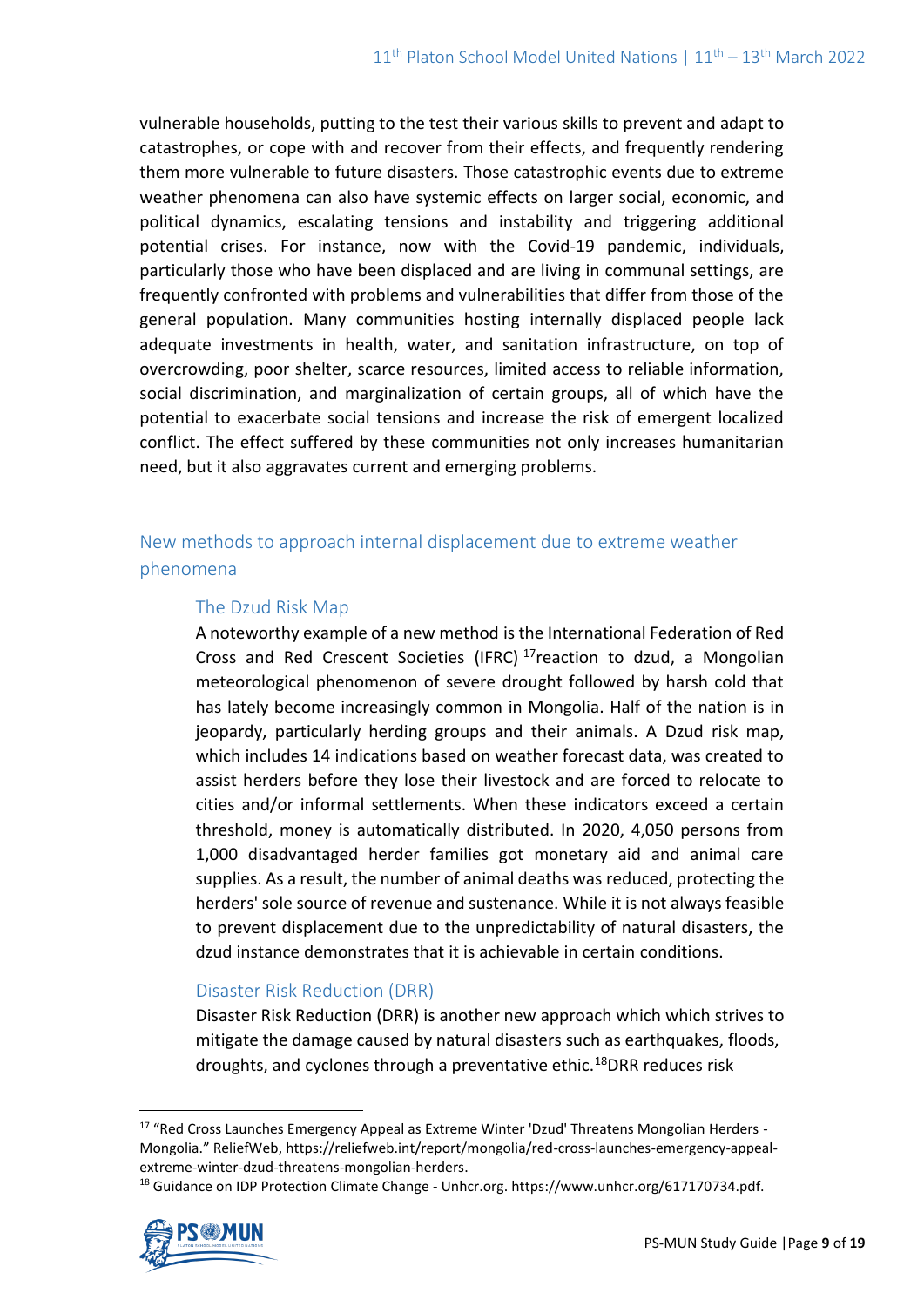vulnerable households, putting to the test their various skills to prevent and adapt to catastrophes, or cope with and recover from their effects, and frequently rendering them more vulnerable to future disasters. Those catastrophic events due to extreme weather phenomena can also have systemic effects on larger social, economic, and political dynamics, escalating tensions and instability and triggering additional potential crises. For instance, now with the Covid-19 pandemic, individuals, particularly those who have been displaced and are living in communal settings, are frequently confronted with problems and vulnerabilities that differ from those of the general population. Many communities hosting internally displaced people lack adequate investments in health, water, and sanitation infrastructure, on top of overcrowding, poor shelter, scarce resources, limited access to reliable information, social discrimination, and marginalization of certain groups, all of which have the potential to exacerbate social tensions and increase the risk of emergent localized conflict. The effect suffered by these communities not only increases humanitarian need, but it also aggravates current and emerging problems.

## New methods to approach internal displacement due to extreme weather phenomena

### The Dzud Risk Map

A noteworthy example of a new method is the International Federation of Red Cross and Red Crescent Societies (IFRC) [17]reaction to dzud, a Mongolian meteorological phenomenon of severe drought followed by harsh cold that has lately become increasingly common in Mongolia. Half of the nation is in jeopardy, particularly herding groups and their animals. A Dzud risk map, which includes 14 indications based on weather forecast data, was created to assist herders before they lose their livestock and are forced to relocate to cities and/or informal settlements. When these indicators exceed a certain threshold, money is automatically distributed. In 2020, 4,050 persons from 1,000 disadvantaged herder families got monetary aid and animal care supplies. As a result, the number of animal deaths was reduced, protecting the herders' sole source of revenue and sustenance. While it is not always feasible to prevent displacement due to the unpredictability of natural disasters, the dzud instance demonstrates that it is achievable in certain conditions.

### Disaster Risk Reduction (DRR)

Disaster Risk Reduction (DRR) is another new approach which which strives to mitigate the damage caused by natural disasters such as earthquakes, floods, droughts, and cyclones through a preventative ethic.[18]DRR reduces risk

---

[17] "Red Cross Launches Emergency Appeal as Extreme Winter 'Dzud' Threatens Mongolian Herders - Mongolia." ReliefWeb, https://reliefweb.int/report/mongolia/red-cross-launches-emergency-appeal-extreme-winter-dzud-threatens-mongolian-herders.

[18] Guidance on IDP Protection Climate Change - Unhcr.org. https://www.unhcr.org/617170734.pdf.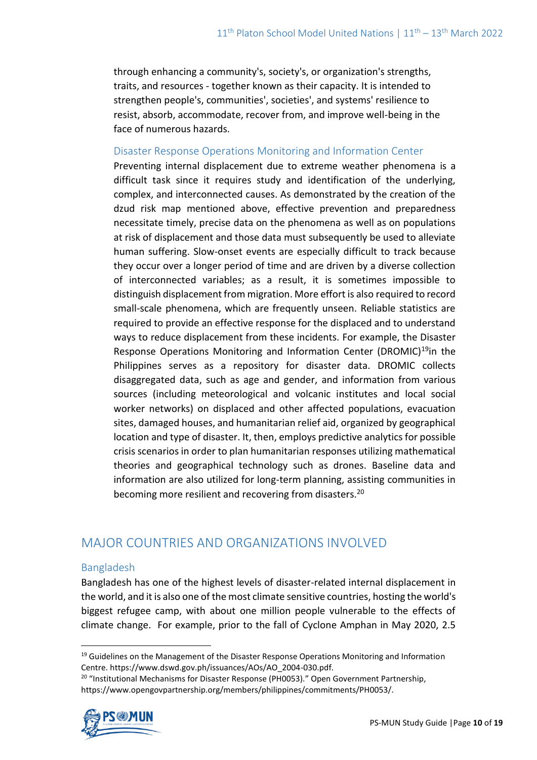through enhancing a community's, society's, or organization's strengths, traits, and resources - together known as their capacity. It is intended to strengthen people's, communities', societies', and systems' resilience to resist, absorb, accommodate, recover from, and improve well-being in the face of numerous hazards.

### Disaster Response Operations Monitoring and Information Center

Preventing internal displacement due to extreme weather phenomena is a difficult task since it requires study and identification of the underlying, complex, and interconnected causes. As demonstrated by the creation of the dzud risk map mentioned above, effective prevention and preparedness necessitate timely, precise data on the phenomena as well as on populations at risk of displacement and those data must subsequently be used to alleviate human suffering. Slow-onset events are especially difficult to track because they occur over a longer period of time and are driven by a diverse collection of interconnected variables; as a result, it is sometimes impossible to distinguish displacement from migration. More effort is also required to record small-scale phenomena, which are frequently unseen. Reliable statistics are required to provide an effective response for the displaced and to understand ways to reduce displacement from these incidents. For example, the Disaster Response Operations Monitoring and Information Center (DROMIC)[19]in the Philippines serves as a repository for disaster data. DROMIC collects disaggregated data, such as age and gender, and information from various sources (including meteorological and volcanic institutes and local social worker networks) on displaced and other affected populations, evacuation sites, damaged houses, and humanitarian relief aid, organized by geographical location and type of disaster. It, then, employs predictive analytics for possible crisis scenarios in order to plan humanitarian responses utilizing mathematical theories and geographical technology such as drones. Baseline data and information are also utilized for long-term planning, assisting communities in becoming more resilient and recovering from disasters.[20]

## MAJOR COUNTRIES AND ORGANIZATIONS INVOLVED

### Bangladesh

Bangladesh has one of the highest levels of disaster-related internal displacement in the world, and it is also one of the most climate sensitive countries, hosting the world's biggest refugee camp, with about one million people vulnerable to the effects of climate change. For example, prior to the fall of Cyclone Amphan in May 2020, 2.5

---

[19] Guidelines on the Management of the Disaster Response Operations Monitoring and Information Centre. https://www.dswd.gov.ph/issuances/AOs/AO_2004-030.pdf.

[20] "Institutional Mechanisms for Disaster Response (PH0053)." Open Government Partnership, https://www.opengovpartnership.org/members/philippines/commitments/PH0053/.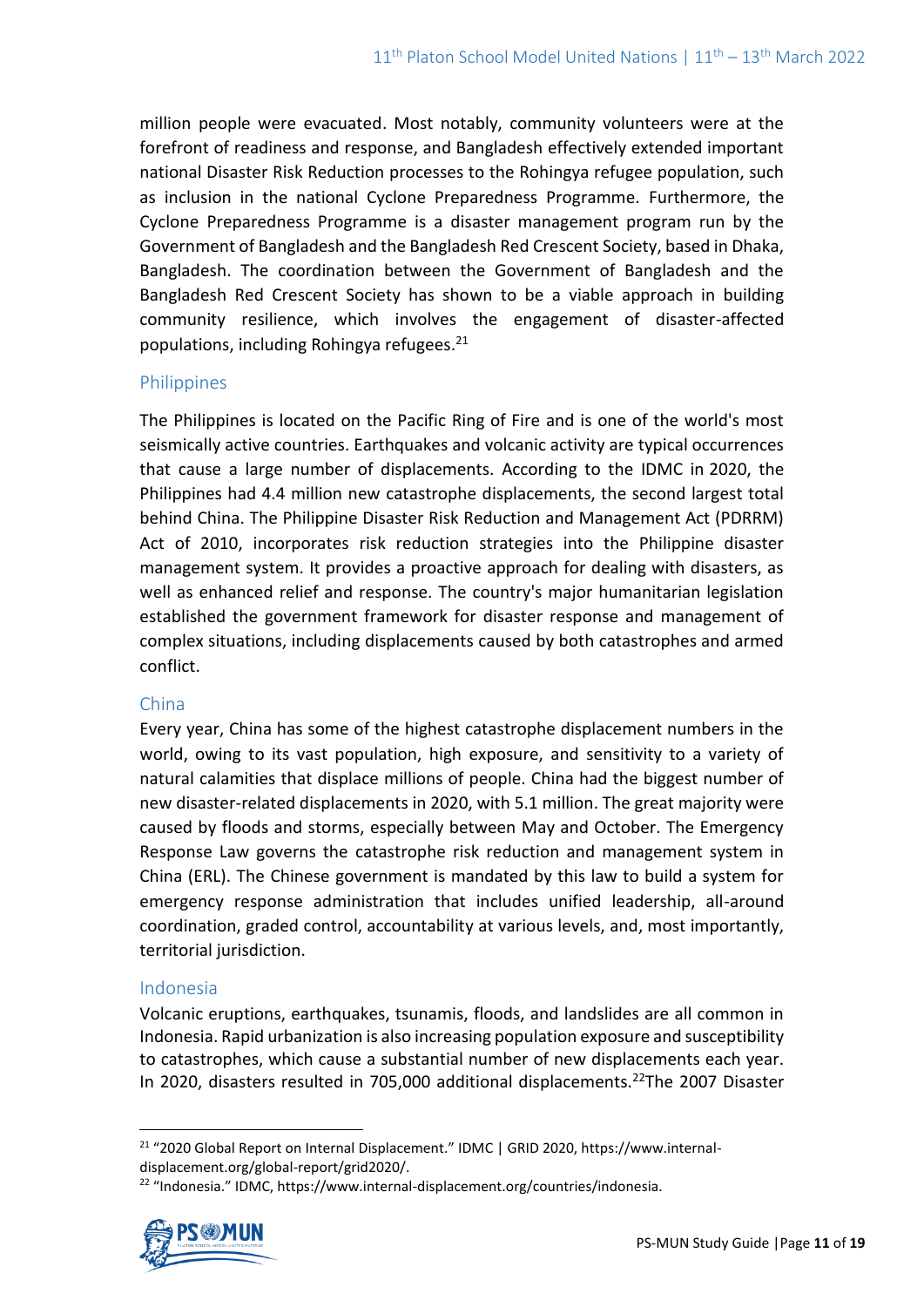million people were evacuated. Most notably, community volunteers were at the forefront of readiness and response, and Bangladesh effectively extended important national Disaster Risk Reduction processes to the Rohingya refugee population, such as inclusion in the national Cyclone Preparedness Programme. Furthermore, the Cyclone Preparedness Programme is a disaster management program run by the Government of Bangladesh and the Bangladesh Red Crescent Society, based in Dhaka, Bangladesh. The coordination between the Government of Bangladesh and the Bangladesh Red Crescent Society has shown to be a viable approach in building community resilience, which involves the engagement of disaster-affected populations, including Rohingya refugees.[21]

### Philippines

The Philippines is located on the Pacific Ring of Fire and is one of the world's most seismically active countries. Earthquakes and volcanic activity are typical occurrences that cause a large number of displacements. According to the IDMC in 2020, the Philippines had 4.4 million new catastrophe displacements, the second largest total behind China. The Philippine Disaster Risk Reduction and Management Act (PDRRM) Act of 2010, incorporates risk reduction strategies into the Philippine disaster management system. It provides a proactive approach for dealing with disasters, as well as enhanced relief and response. The country's major humanitarian legislation established the government framework for disaster response and management of complex situations, including displacements caused by both catastrophes and armed conflict.

### China

Every year, China has some of the highest catastrophe displacement numbers in the world, owing to its vast population, high exposure, and sensitivity to a variety of natural calamities that displace millions of people. China had the biggest number of new disaster-related displacements in 2020, with 5.1 million. The great majority were caused by floods and storms, especially between May and October. The Emergency Response Law governs the catastrophe risk reduction and management system in China (ERL). The Chinese government is mandated by this law to build a system for emergency response administration that includes unified leadership, all-around coordination, graded control, accountability at various levels, and, most importantly, territorial jurisdiction.

### Indonesia

Volcanic eruptions, earthquakes, tsunamis, floods, and landslides are all common in Indonesia. Rapid urbanization is also increasing population exposure and susceptibility to catastrophes, which cause a substantial number of new displacements each year. In 2020, disasters resulted in 705,000 additional displacements.[22]The 2007 Disaster

---

[21] "2020 Global Report on Internal Displacement." IDMC | GRID 2020, https://www.internal-displacement.org/global-report/grid2020/.

[22] "Indonesia." IDMC, https://www.internal-displacement.org/countries/indonesia.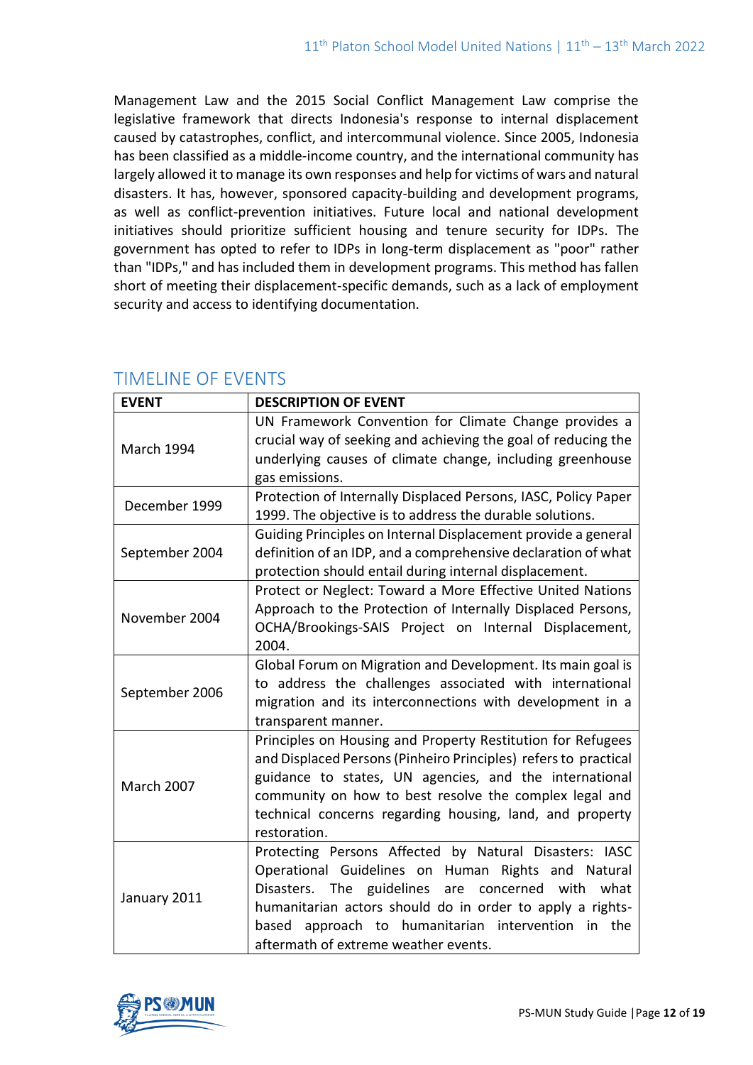Management Law and the 2015 Social Conflict Management Law comprise the legislative framework that directs Indonesia's response to internal displacement caused by catastrophes, conflict, and intercommunal violence. Since 2005, Indonesia has been classified as a middle-income country, and the international community has largely allowed it to manage its own responses and help for victims of wars and natural disasters. It has, however, sponsored capacity-building and development programs, as well as conflict-prevention initiatives. Future local and national development initiatives should prioritize sufficient housing and tenure security for IDPs. The government has opted to refer to IDPs in long-term displacement as "poor" rather than "IDPs," and has included them in development programs. This method has fallen short of meeting their displacement-specific demands, such as a lack of employment security and access to identifying documentation.

## TIMELINE OF EVENTS

| EVENT | DESCRIPTION OF EVENT |
|---|---|
| March 1994 | UN Framework Convention for Climate Change provides a crucial way of seeking and achieving the goal of reducing the underlying causes of climate change, including greenhouse gas emissions. |
| December 1999 | Protection of Internally Displaced Persons, IASC, Policy Paper 1999. The objective is to address the durable solutions. |
| September 2004 | Guiding Principles on Internal Displacement provide a general definition of an IDP, and a comprehensive declaration of what protection should entail during internal displacement. |
| November 2004 | Protect or Neglect: Toward a More Effective United Nations Approach to the Protection of Internally Displaced Persons, OCHA/Brookings-SAIS Project on Internal Displacement, 2004. |
| September 2006 | Global Forum on Migration and Development. Its main goal is to address the challenges associated with international migration and its interconnections with development in a transparent manner. |
| March 2007 | Principles on Housing and Property Restitution for Refugees and Displaced Persons (Pinheiro Principles) refers to practical guidance to states, UN agencies, and the international community on how to best resolve the complex legal and technical concerns regarding housing, land, and property restoration. |
| January 2011 | Protecting Persons Affected by Natural Disasters: IASC Operational Guidelines on Human Rights and Natural Disasters. The guidelines are concerned with what humanitarian actors should do in order to apply a rights-based approach to humanitarian intervention in the aftermath of extreme weather events. |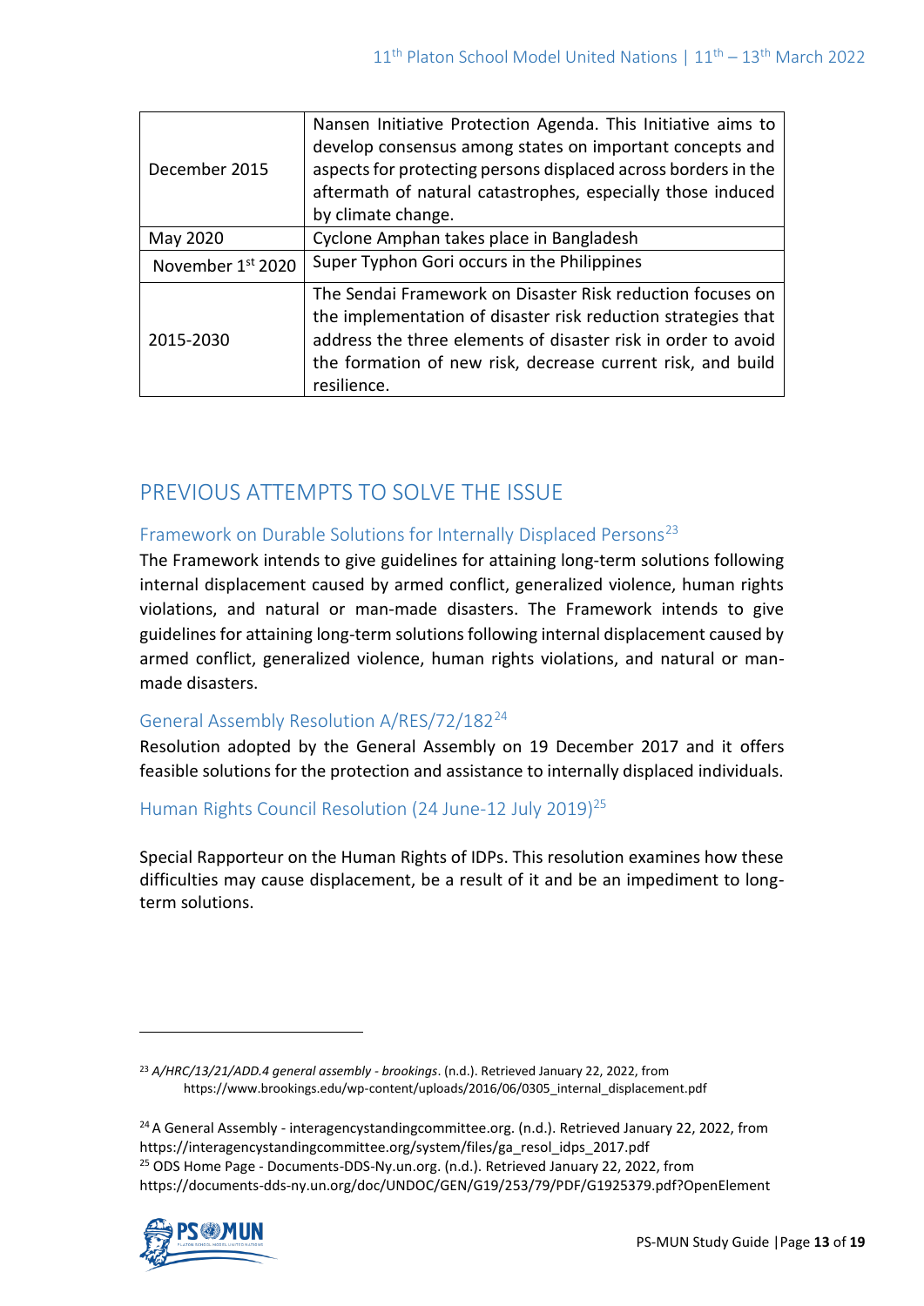| | |
|---|---|
| December 2015 | Nansen Initiative Protection Agenda. This Initiative aims to develop consensus among states on important concepts and aspects for protecting persons displaced across borders in the aftermath of natural catastrophes, especially those induced by climate change. |
| May 2020 | Cyclone Amphan takes place in Bangladesh |
| November 1st 2020 | Super Typhon Gori occurs in the Philippines |
| 2015-2030 | The Sendai Framework on Disaster Risk reduction focuses on the implementation of disaster risk reduction strategies that address the three elements of disaster risk in order to avoid the formation of new risk, decrease current risk, and build resilience. |

## PREVIOUS ATTEMPTS TO SOLVE THE ISSUE

### Framework on Durable Solutions for Internally Displaced Persons[23]

The Framework intends to give guidelines for attaining long-term solutions following internal displacement caused by armed conflict, generalized violence, human rights violations, and natural or man-made disasters. The Framework intends to give guidelines for attaining long-term solutions following internal displacement caused by armed conflict, generalized violence, human rights violations, and natural or man-made disasters.

### General Assembly Resolution A/RES/72/182[24]

Resolution adopted by the General Assembly on 19 December 2017 and it offers feasible solutions for the protection and assistance to internally displaced individuals.

### Human Rights Council Resolution (24 June-12 July 2019)[25]

Special Rapporteur on the Human Rights of IDPs. This resolution examines how these difficulties may cause displacement, be a result of it and be an impediment to long-term solutions.

---

[23] *A/HRC/13/21/ADD.4 general assembly - brookings*. (n.d.). Retrieved January 22, 2022, from https://www.brookings.edu/wp-content/uploads/2016/06/0305_internal_displacement.pdf

[24] A General Assembly - interagencystandingcommittee.org. (n.d.). Retrieved January 22, 2022, from https://interagencystandingcommittee.org/system/files/ga_resol_idps_2017.pdf

[25] ODS Home Page - Documents-DDS-Ny.un.org. (n.d.). Retrieved January 22, 2022, from https://documents-dds-ny.un.org/doc/UNDOC/GEN/G19/253/79/PDF/G1925379.pdf?OpenElement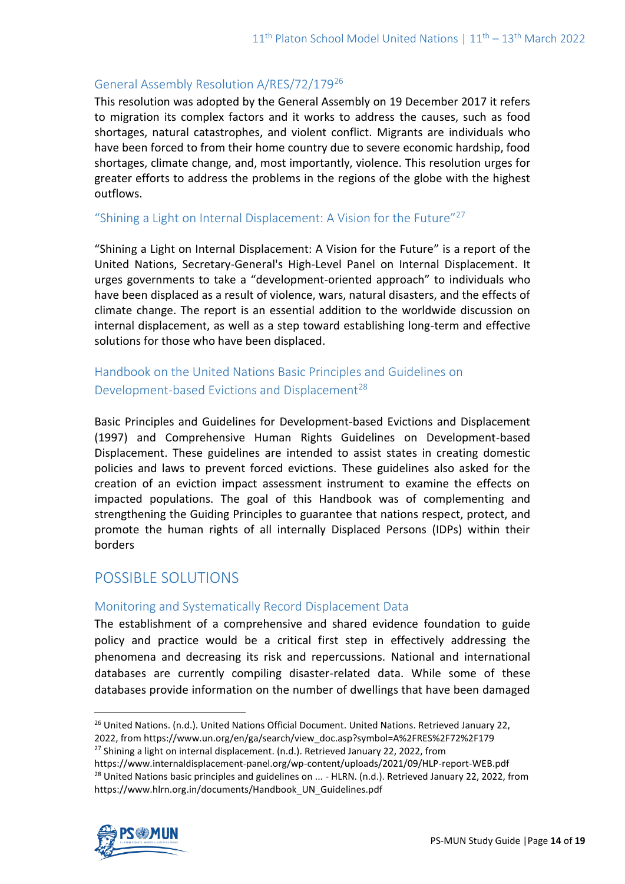### General Assembly Resolution A/RES/72/179[26]

This resolution was adopted by the General Assembly on 19 December 2017 it refers to migration its complex factors and it works to address the causes, such as food shortages, natural catastrophes, and violent conflict. Migrants are individuals who have been forced to from their home country due to severe economic hardship, food shortages, climate change, and, most importantly, violence. This resolution urges for greater efforts to address the problems in the regions of the globe with the highest outflows.

### "Shining a Light on Internal Displacement: A Vision for the Future"[27]

"Shining a Light on Internal Displacement: A Vision for the Future" is a report of the United Nations, Secretary-General's High-Level Panel on Internal Displacement. It urges governments to take a "development-oriented approach" to individuals who have been displaced as a result of violence, wars, natural disasters, and the effects of climate change. The report is an essential addition to the worldwide discussion on internal displacement, as well as a step toward establishing long-term and effective solutions for those who have been displaced.

### Handbook on the United Nations Basic Principles and Guidelines on Development-based Evictions and Displacement[28]

Basic Principles and Guidelines for Development-based Evictions and Displacement (1997) and Comprehensive Human Rights Guidelines on Development-based Displacement. These guidelines are intended to assist states in creating domestic policies and laws to prevent forced evictions. These guidelines also asked for the creation of an eviction impact assessment instrument to examine the effects on impacted populations. The goal of this Handbook was of complementing and strengthening the Guiding Principles to guarantee that nations respect, protect, and promote the human rights of all internally Displaced Persons (IDPs) within their borders

## POSSIBLE SOLUTIONS

### Monitoring and Systematically Record Displacement Data

The establishment of a comprehensive and shared evidence foundation to guide policy and practice would be a critical first step in effectively addressing the phenomena and decreasing its risk and repercussions. National and international databases are currently compiling disaster-related data. While some of these databases provide information on the number of dwellings that have been damaged

---

[26] United Nations. (n.d.). United Nations Official Document. United Nations. Retrieved January 22, 2022, from https://www.un.org/en/ga/search/view_doc.asp?symbol=A%2FRES%2F72%2F179

[27] Shining a light on internal displacement. (n.d.). Retrieved January 22, 2022, from https://www.internaldisplacement-panel.org/wp-content/uploads/2021/09/HLP-report-WEB.pdf

[28] United Nations basic principles and guidelines on ... - HLRN. (n.d.). Retrieved January 22, 2022, from https://www.hlrn.org.in/documents/Handbook_UN_Guidelines.pdf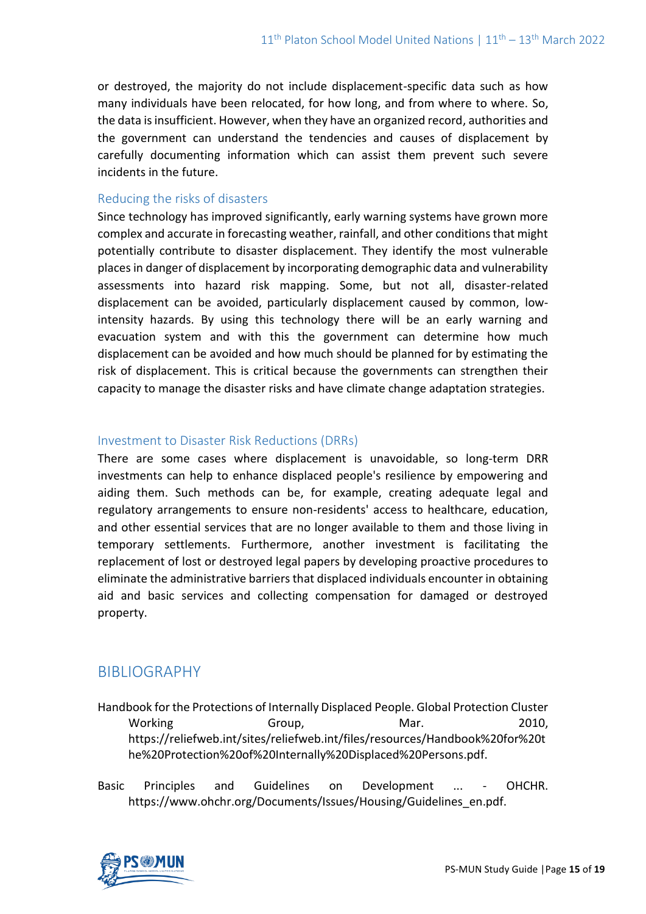or destroyed, the majority do not include displacement-specific data such as how many individuals have been relocated, for how long, and from where to where. So, the data is insufficient. However, when they have an organized record, authorities and the government can understand the tendencies and causes of displacement by carefully documenting information which can assist them prevent such severe incidents in the future.

### Reducing the risks of disasters

Since technology has improved significantly, early warning systems have grown more complex and accurate in forecasting weather, rainfall, and other conditions that might potentially contribute to disaster displacement. They identify the most vulnerable places in danger of displacement by incorporating demographic data and vulnerability assessments into hazard risk mapping. Some, but not all, disaster-related displacement can be avoided, particularly displacement caused by common, low-intensity hazards. By using this technology there will be an early warning and evacuation system and with this the government can determine how much displacement can be avoided and how much should be planned for by estimating the risk of displacement. This is critical because the governments can strengthen their capacity to manage the disaster risks and have climate change adaptation strategies.

### Investment to Disaster Risk Reductions (DRRs)

There are some cases where displacement is unavoidable, so long-term DRR investments can help to enhance displaced people's resilience by empowering and aiding them. Such methods can be, for example, creating adequate legal and regulatory arrangements to ensure non-residents' access to healthcare, education, and other essential services that are no longer available to them and those living in temporary settlements. Furthermore, another investment is facilitating the replacement of lost or destroyed legal papers by developing proactive procedures to eliminate the administrative barriers that displaced individuals encounter in obtaining aid and basic services and collecting compensation for damaged or destroyed property.

## BIBLIOGRAPHY

Handbook for the Protections of Internally Displaced People. Global Protection Cluster Working Group, Mar. 2010, https://reliefweb.int/sites/reliefweb.int/files/resources/Handbook%20for%20the%20Protection%20of%20Internally%20Displaced%20Persons.pdf.

Basic Principles and Guidelines on Development ... - OHCHR. https://www.ohchr.org/Documents/Issues/Housing/Guidelines_en.pdf.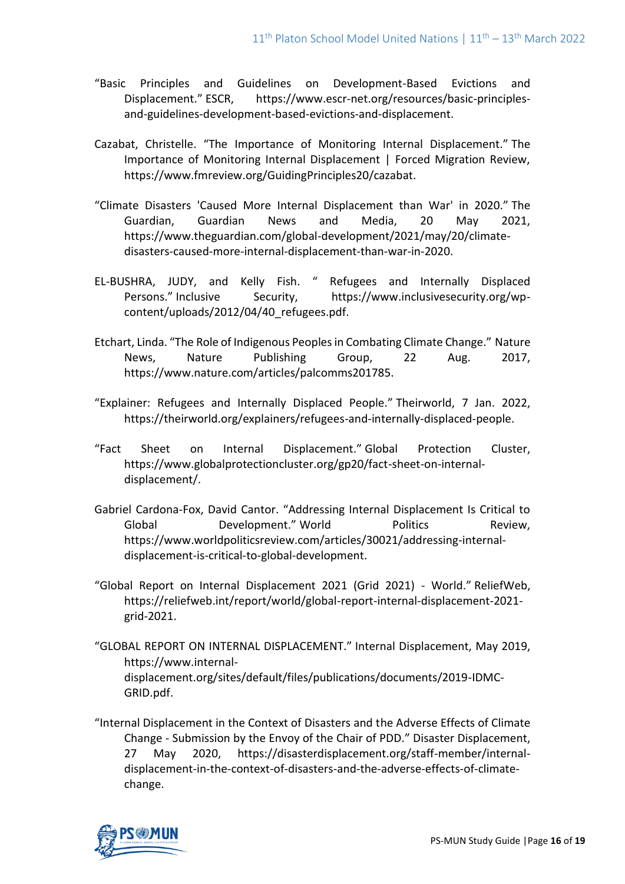"Basic Principles and Guidelines on Development-Based Evictions and Displacement." ESCR, https://www.escr-net.org/resources/basic-principles-and-guidelines-development-based-evictions-and-displacement.

Cazabat, Christelle. "The Importance of Monitoring Internal Displacement." The Importance of Monitoring Internal Displacement | Forced Migration Review, https://www.fmreview.org/GuidingPrinciples20/cazabat.

"Climate Disasters 'Caused More Internal Displacement than War' in 2020." The Guardian, Guardian News and Media, 20 May 2021, https://www.theguardian.com/global-development/2021/may/20/climate-disasters-caused-more-internal-displacement-than-war-in-2020.

EL-BUSHRA, JUDY, and Kelly Fish. " Refugees and Internally Displaced Persons." Inclusive Security, https://www.inclusivesecurity.org/wp-content/uploads/2012/04/40_refugees.pdf.

Etchart, Linda. "The Role of Indigenous Peoples in Combating Climate Change." Nature News, Nature Publishing Group, 22 Aug. 2017, https://www.nature.com/articles/palcomms201785.

"Explainer: Refugees and Internally Displaced People." Theirworld, 7 Jan. 2022, https://theirworld.org/explainers/refugees-and-internally-displaced-people.

"Fact Sheet on Internal Displacement." Global Protection Cluster, https://www.globalprotectioncluster.org/gp20/fact-sheet-on-internal-displacement/.

Gabriel Cardona-Fox, David Cantor. "Addressing Internal Displacement Is Critical to Global Development." World Politics Review, https://www.worldpoliticsreview.com/articles/30021/addressing-internal-displacement-is-critical-to-global-development.

"Global Report on Internal Displacement 2021 (Grid 2021) - World." ReliefWeb, https://reliefweb.int/report/world/global-report-internal-displacement-2021-grid-2021.

"GLOBAL REPORT ON INTERNAL DISPLACEMENT." Internal Displacement, May 2019, https://www.internal-displacement.org/sites/default/files/publications/documents/2019-IDMC-GRID.pdf.

"Internal Displacement in the Context of Disasters and the Adverse Effects of Climate Change - Submission by the Envoy of the Chair of PDD." Disaster Displacement, 27 May 2020, https://disasterdisplacement.org/staff-member/internal-displacement-in-the-context-of-disasters-and-the-adverse-effects-of-climate-change.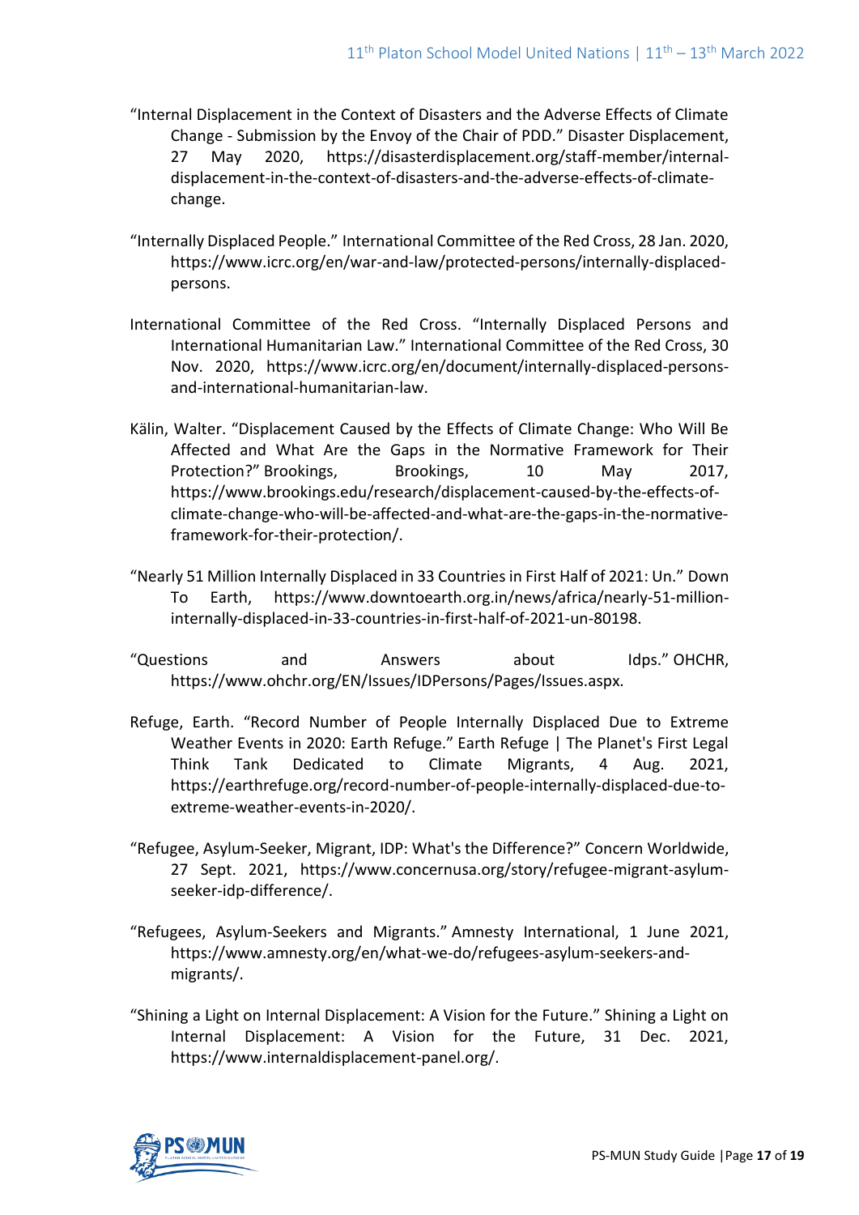“Internal Displacement in the Context of Disasters and the Adverse Effects of Climate Change - Submission by the Envoy of the Chair of PDD.” Disaster Displacement, 27 May 2020, https://disasterdisplacement.org/staff-member/internal-displacement-in-the-context-of-disasters-and-the-adverse-effects-of-climate-change.

“Internally Displaced People.” International Committee of the Red Cross, 28 Jan. 2020, https://www.icrc.org/en/war-and-law/protected-persons/internally-displaced-persons.

International Committee of the Red Cross. “Internally Displaced Persons and International Humanitarian Law.” International Committee of the Red Cross, 30 Nov. 2020, https://www.icrc.org/en/document/internally-displaced-persons-and-international-humanitarian-law.

Kälin, Walter. “Displacement Caused by the Effects of Climate Change: Who Will Be Affected and What Are the Gaps in the Normative Framework for Their Protection?” Brookings, Brookings, 10 May 2017, https://www.brookings.edu/research/displacement-caused-by-the-effects-of-climate-change-who-will-be-affected-and-what-are-the-gaps-in-the-normative-framework-for-their-protection/.

“Nearly 51 Million Internally Displaced in 33 Countries in First Half of 2021: Un.” Down To Earth, https://www.downtoearth.org.in/news/africa/nearly-51-million-internally-displaced-in-33-countries-in-first-half-of-2021-un-80198.

“Questions and Answers about Idps.” OHCHR, https://www.ohchr.org/EN/Issues/IDPersons/Pages/Issues.aspx.

Refuge, Earth. “Record Number of People Internally Displaced Due to Extreme Weather Events in 2020: Earth Refuge.” Earth Refuge | The Planet's First Legal Think Tank Dedicated to Climate Migrants, 4 Aug. 2021, https://earthrefuge.org/record-number-of-people-internally-displaced-due-to-extreme-weather-events-in-2020/.

“Refugee, Asylum-Seeker, Migrant, IDP: What's the Difference?” Concern Worldwide, 27 Sept. 2021, https://www.concernusa.org/story/refugee-migrant-asylum-seeker-idp-difference/.

“Refugees, Asylum-Seekers and Migrants.” Amnesty International, 1 June 2021, https://www.amnesty.org/en/what-we-do/refugees-asylum-seekers-and-migrants/.

“Shining a Light on Internal Displacement: A Vision for the Future.” Shining a Light on Internal Displacement: A Vision for the Future, 31 Dec. 2021, https://www.internaldisplacement-panel.org/.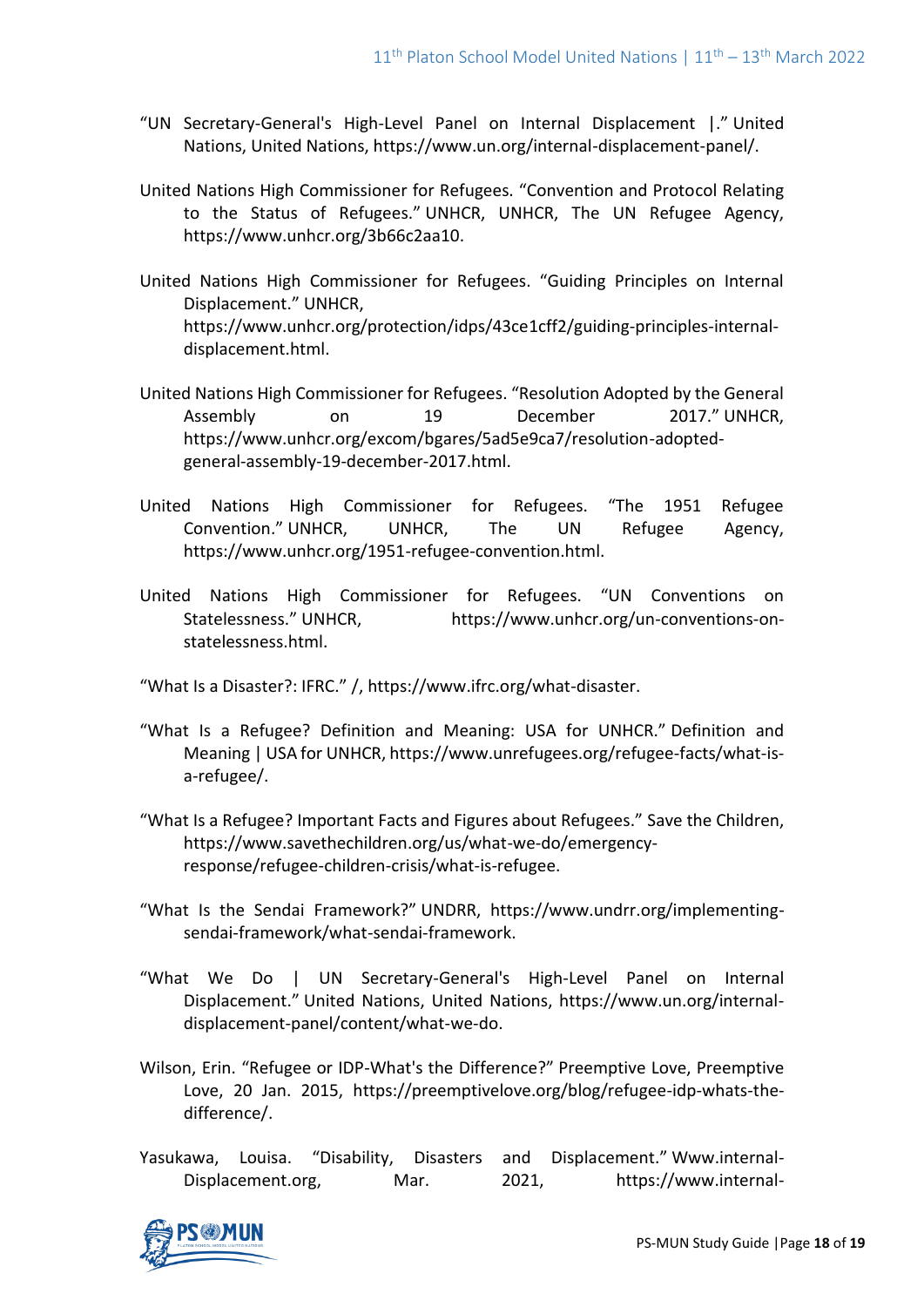"UN Secretary-General's High-Level Panel on Internal Displacement |." United Nations, United Nations, https://www.un.org/internal-displacement-panel/.

United Nations High Commissioner for Refugees. "Convention and Protocol Relating to the Status of Refugees." UNHCR, UNHCR, The UN Refugee Agency, https://www.unhcr.org/3b66c2aa10.

United Nations High Commissioner for Refugees. "Guiding Principles on Internal Displacement." UNHCR, https://www.unhcr.org/protection/idps/43ce1cff2/guiding-principles-internal-displacement.html.

United Nations High Commissioner for Refugees. "Resolution Adopted by the General Assembly on 19 December 2017." UNHCR, https://www.unhcr.org/excom/bgares/5ad5e9ca7/resolution-adopted-general-assembly-19-december-2017.html.

United Nations High Commissioner for Refugees. "The 1951 Refugee Convention." UNHCR, UNHCR, The UN Refugee Agency, https://www.unhcr.org/1951-refugee-convention.html.

United Nations High Commissioner for Refugees. "UN Conventions on Statelessness." UNHCR, https://www.unhcr.org/un-conventions-on-statelessness.html.

"What Is a Disaster?: IFRC." /, https://www.ifrc.org/what-disaster.

"What Is a Refugee? Definition and Meaning: USA for UNHCR." Definition and Meaning | USA for UNHCR, https://www.unrefugees.org/refugee-facts/what-is-a-refugee/.

"What Is a Refugee? Important Facts and Figures about Refugees." Save the Children, https://www.savethechildren.org/us/what-we-do/emergency-response/refugee-children-crisis/what-is-refugee.

"What Is the Sendai Framework?" UNDRR, https://www.undrr.org/implementing-sendai-framework/what-sendai-framework.

"What We Do | UN Secretary-General's High-Level Panel on Internal Displacement." United Nations, United Nations, https://www.un.org/internal-displacement-panel/content/what-we-do.

Wilson, Erin. "Refugee or IDP-What's the Difference?" Preemptive Love, Preemptive Love, 20 Jan. 2015, https://preemptivelove.org/blog/refugee-idp-whats-the-difference/.

Yasukawa, Louisa. "Disability, Disasters and Displacement." Www.internal-Displacement.org, Mar. 2021, https://www.internal-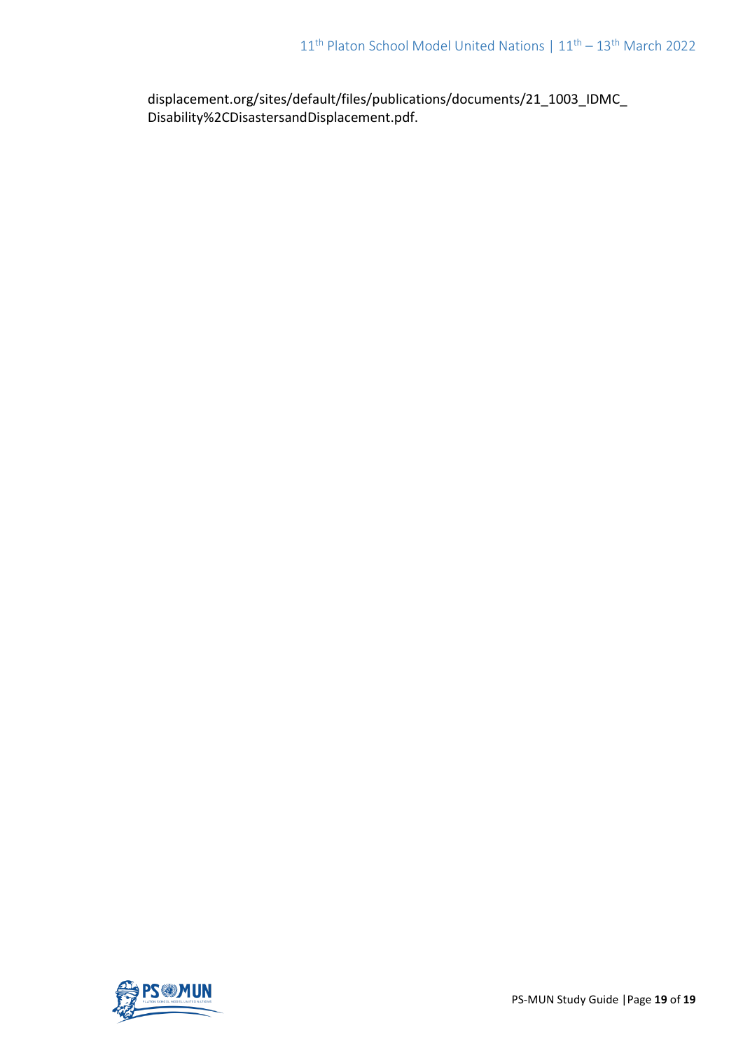displacement.org/sites/default/files/publications/documents/21_1003_IDMC_ Disability%2CDisastersandDisplacement.pdf.